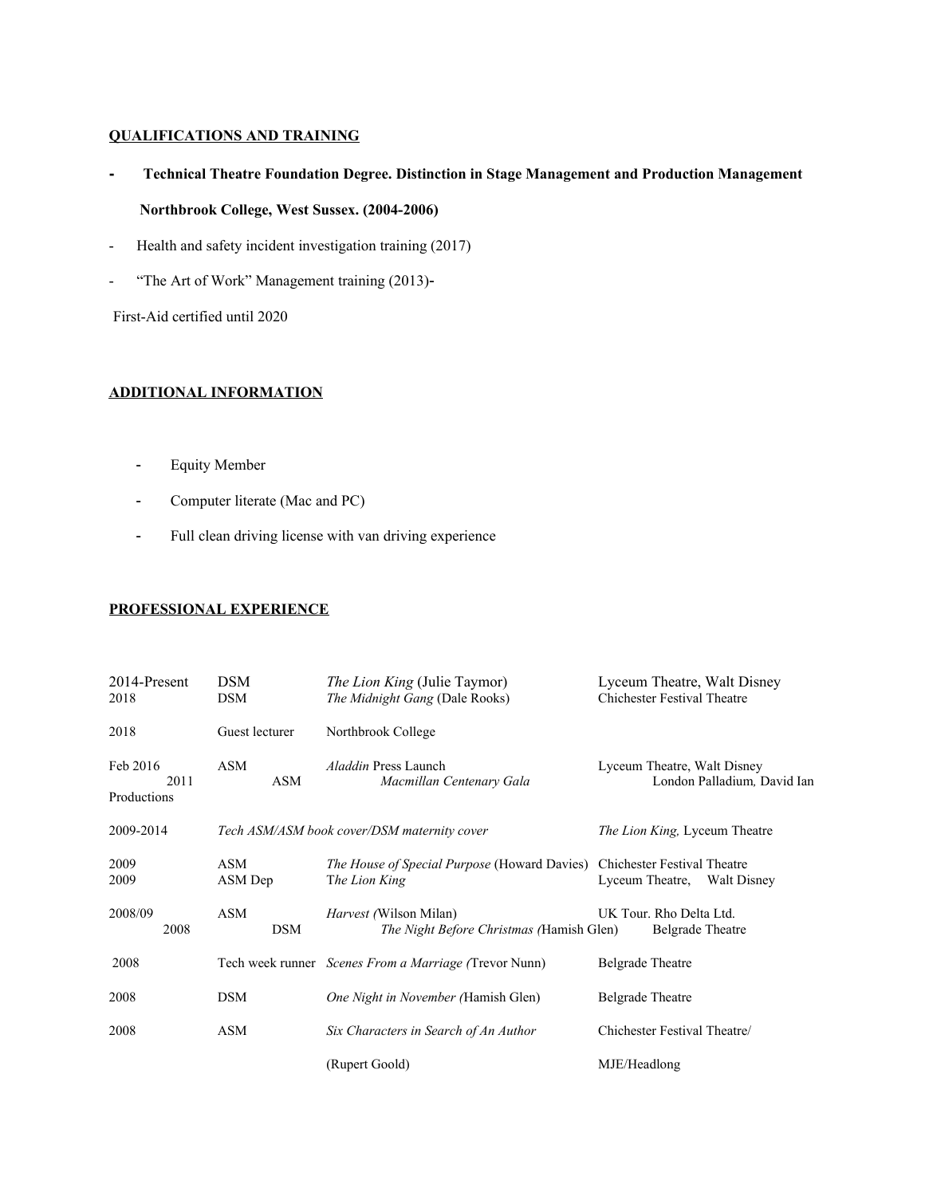**QUALIFICATIONS AND TRAINING**

- **Technical Theatre Foundation Degree. Distinction in Stage Management and Production Management**

  **Northbrook College, West Sussex. (2004-2006)**

- Health and safety incident investigation training (2017)
- "The Art of Work" Management training (2013)-

First-Aid certified until 2020

**ADDITIONAL INFORMATION**

- Equity Member
- Computer literate (Mac and PC)
- Full clean driving license with van driving experience

**PROFESSIONAL EXPERIENCE**

| | | | |
|---|---|---|---|
| 2014-Present | DSM | *The Lion King* (Julie Taymor) | Lyceum Theatre, Walt Disney |
| 2018 | DSM | *The Midnight Gang* (Dale Rooks) | Chichester Festival Theatre |
| 2018 | Guest lecturer | Northbrook College | |
| Feb 2016 | ASM | *Aladdin* Press Launch | Lyceum Theatre, Walt Disney |
| 2011 | ASM | *Macmillan Centenary Gala* | London Palladium, David Ian Productions |
| 2009-2014 | *Tech ASM/ASM book cover/DSM maternity cover* | | *The Lion King,* Lyceum Theatre |
| 2009 | ASM | *The House of Special Purpose* (Howard Davies) | Chichester Festival Theatre |
| 2009 | ASM Dep | The *Lion King* | Lyceum Theatre, Walt Disney |
| 2008/09 | ASM | *Harvest (*Wilson Milan) | UK Tour. Rho Delta Ltd. |
| 2008 | DSM | *The Night Before Christmas (*Hamish Glen) | Belgrade Theatre |
| 2008 | Tech week runner | *Scenes From a Marriage (*Trevor Nunn) | Belgrade Theatre |
| 2008 | DSM | *One Night in November (*Hamish Glen) | Belgrade Theatre |
| 2008 | ASM | *Six Characters in Search of An Author* (Rupert Goold) | Chichester Festival Theatre/ MJE/Headlong |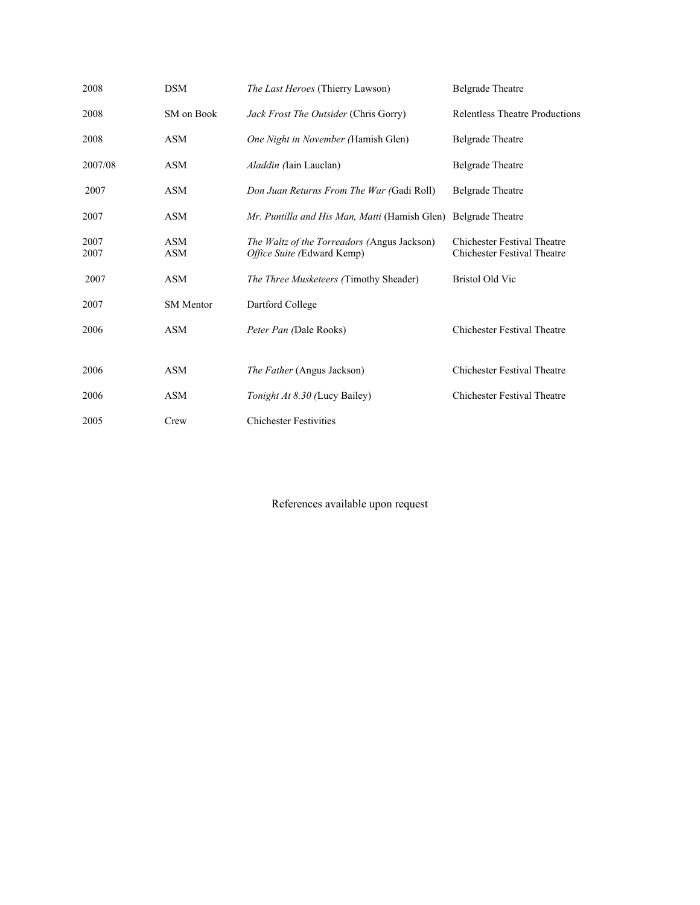| | | | |
|---|---|---|---|
| 2008 | DSM | *The Last Heroes* (Thierry Lawson) | Belgrade Theatre |
| 2008 | SM on Book | *Jack Frost The Outsider* (Chris Gorry) | Relentless Theatre Productions |
| 2008 | ASM | *One Night in November (*Hamish Glen) | Belgrade Theatre |
| 2007/08 | ASM | *Aladdin (*Iain Lauclan) | Belgrade Theatre |
| 2007 | ASM | *Don Juan Returns From The War (*Gadi Roll) | Belgrade Theatre |
| 2007 | ASM | *Mr. Puntilla and His Man, Matti* (Hamish Glen) | Belgrade Theatre |
| 2007 | ASM | *The Waltz of the Torreadors (*Angus Jackson) | Chichester Festival Theatre |
| 2007 | ASM | *Office Suite (*Edward Kemp) | Chichester Festival Theatre |
| 2007 | ASM | *The Three Musketeers (*Timothy Sheader) | Bristol Old Vic |
| 2007 | SM Mentor | Dartford College | |
| 2006 | ASM | *Peter Pan (*Dale Rooks) | Chichester Festival Theatre |
| 2006 | ASM | *The Father* (Angus Jackson) | Chichester Festival Theatre |
| 2006 | ASM | *Tonight At 8.30 (*Lucy Bailey) | Chichester Festival Theatre |
| 2005 | Crew | Chichester Festivities | |

References available upon request